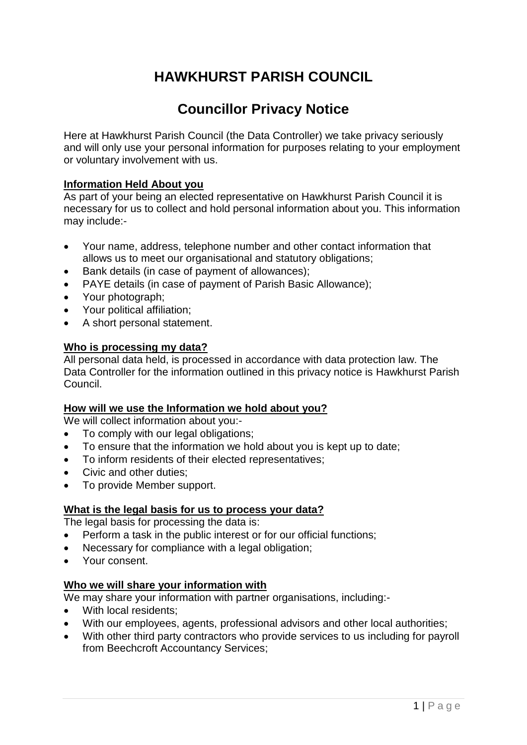# HAWKHURST PARISH COUNCIL

## Councillor Privacy Notice

Here at Hawkhurst Parish Council (the Data Controller) we take privacy seriously and will only use your personal information for purposes relating to your employment or voluntary involvement with us.

**Information Held About you**

As part of your being an elected representative on Hawkhurst Parish Council it is necessary for us to collect and hold personal information about you. This information may include:-

- Your name, address, telephone number and other contact information that allows us to meet our organisational and statutory obligations;
- Bank details (in case of payment of allowances);
- PAYE details (in case of payment of Parish Basic Allowance);
- Your photograph;
- Your political affiliation;
- A short personal statement.

**Who is processing my data?**

All personal data held, is processed in accordance with data protection law. The Data Controller for the information outlined in this privacy notice is Hawkhurst Parish Council.

**How will we use the Information we hold about you?**

We will collect information about you:-

- To comply with our legal obligations;
- To ensure that the information we hold about you is kept up to date;
- To inform residents of their elected representatives;
- Civic and other duties;
- To provide Member support.

**What is the legal basis for us to process your data?**

The legal basis for processing the data is:

- Perform a task in the public interest or for our official functions;
- Necessary for compliance with a legal obligation;
- Your consent.

**Who we will share your information with**

We may share your information with partner organisations, including:-

- With local residents;
- With our employees, agents, professional advisors and other local authorities;
- With other third party contractors who provide services to us including for payroll from Beechcroft Accountancy Services;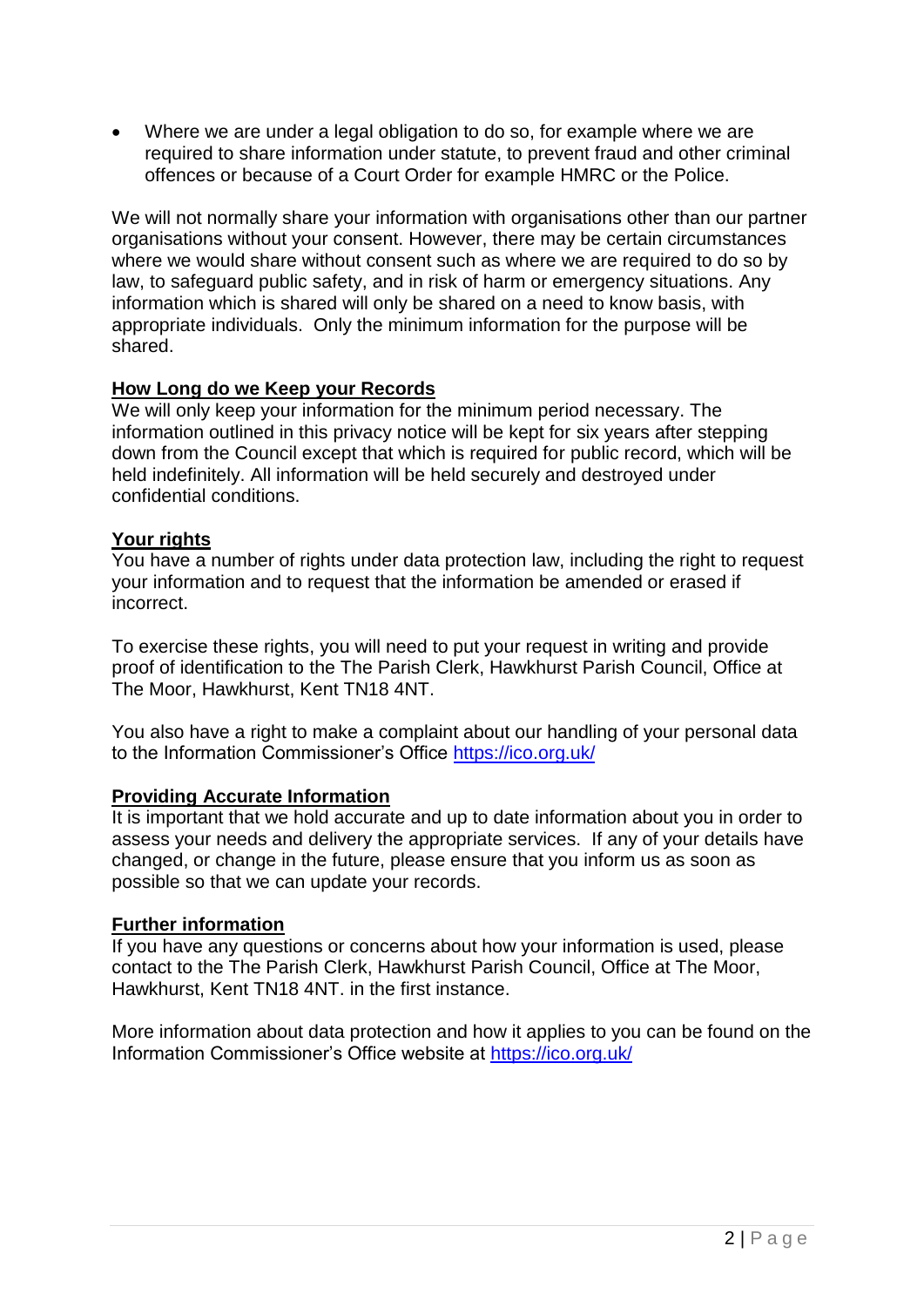- Where we are under a legal obligation to do so, for example where we are required to share information under statute, to prevent fraud and other criminal offences or because of a Court Order for example HMRC or the Police.

We will not normally share your information with organisations other than our partner organisations without your consent. However, there may be certain circumstances where we would share without consent such as where we are required to do so by law, to safeguard public safety, and in risk of harm or emergency situations. Any information which is shared will only be shared on a need to know basis, with appropriate individuals. Only the minimum information for the purpose will be shared.

**How Long do we Keep your Records**

We will only keep your information for the minimum period necessary. The information outlined in this privacy notice will be kept for six years after stepping down from the Council except that which is required for public record, which will be held indefinitely. All information will be held securely and destroyed under confidential conditions.

**Your rights**

You have a number of rights under data protection law, including the right to request your information and to request that the information be amended or erased if incorrect.

To exercise these rights, you will need to put your request in writing and provide proof of identification to the The Parish Clerk, Hawkhurst Parish Council, Office at The Moor, Hawkhurst, Kent TN18 4NT.

You also have a right to make a complaint about our handling of your personal data to the Information Commissioner's Office https://ico.org.uk/

**Providing Accurate Information**

It is important that we hold accurate and up to date information about you in order to assess your needs and delivery the appropriate services. If any of your details have changed, or change in the future, please ensure that you inform us as soon as possible so that we can update your records.

**Further information**

If you have any questions or concerns about how your information is used, please contact to the The Parish Clerk, Hawkhurst Parish Council, Office at The Moor, Hawkhurst, Kent TN18 4NT. in the first instance.

More information about data protection and how it applies to you can be found on the Information Commissioner's Office website at https://ico.org.uk/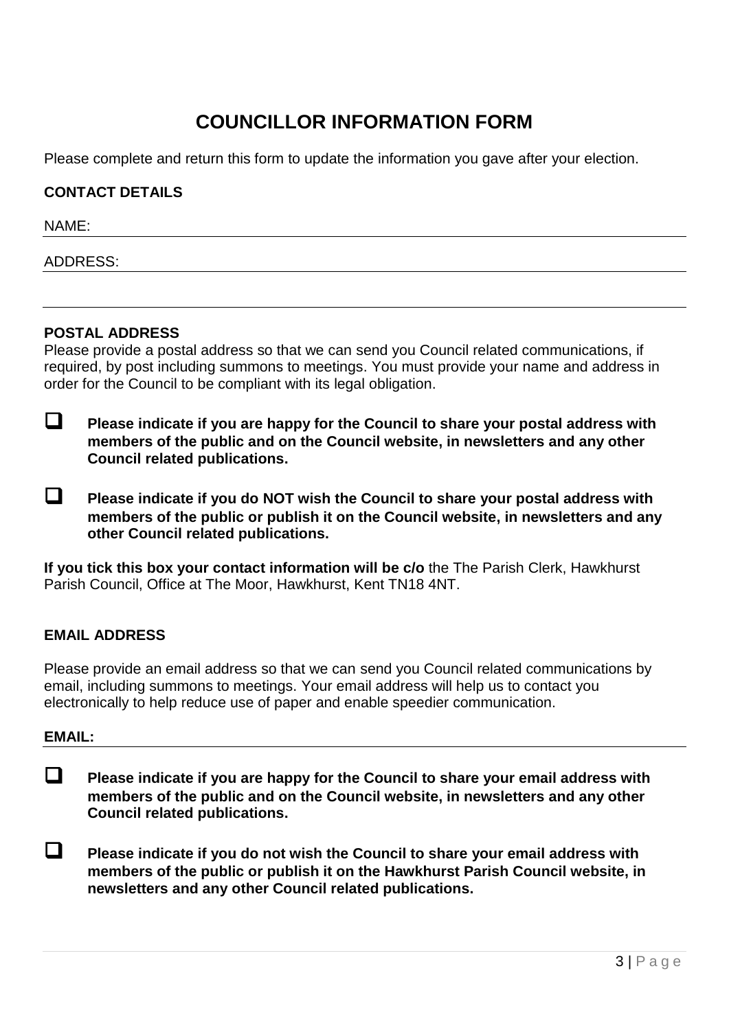# COUNCILLOR INFORMATION FORM

Please complete and return this form to update the information you gave after your election.

**CONTACT DETAILS**

NAME: ___________________________________________

ADDRESS: ___________________________________________

___________________________________________

**POSTAL ADDRESS**

Please provide a postal address so that we can send you Council related communications, if required, by post including summons to meetings. You must provide your name and address in order for the Council to be compliant with its legal obligation.

- ☐ **Please indicate if you are happy for the Council to share your postal address with members of the public and on the Council website, in newsletters and any other Council related publications.**

- ☐ **Please indicate if you do NOT wish the Council to share your postal address with members of the public or publish it on the Council website, in newsletters and any other Council related publications.**

**If you tick this box your contact information will be c/o** the The Parish Clerk, Hawkhurst Parish Council, Office at The Moor, Hawkhurst, Kent TN18 4NT.

**EMAIL ADDRESS**

Please provide an email address so that we can send you Council related communications by email, including summons to meetings. Your email address will help us to contact you electronically to help reduce use of paper and enable speedier communication.

**EMAIL:** ___________________________________________

- ☐ **Please indicate if you are happy for the Council to share your email address with members of the public and on the Council website, in newsletters and any other Council related publications.**

- ☐ **Please indicate if you do not wish the Council to share your email address with members of the public or publish it on the Hawkhurst Parish Council website, in newsletters and any other Council related publications.**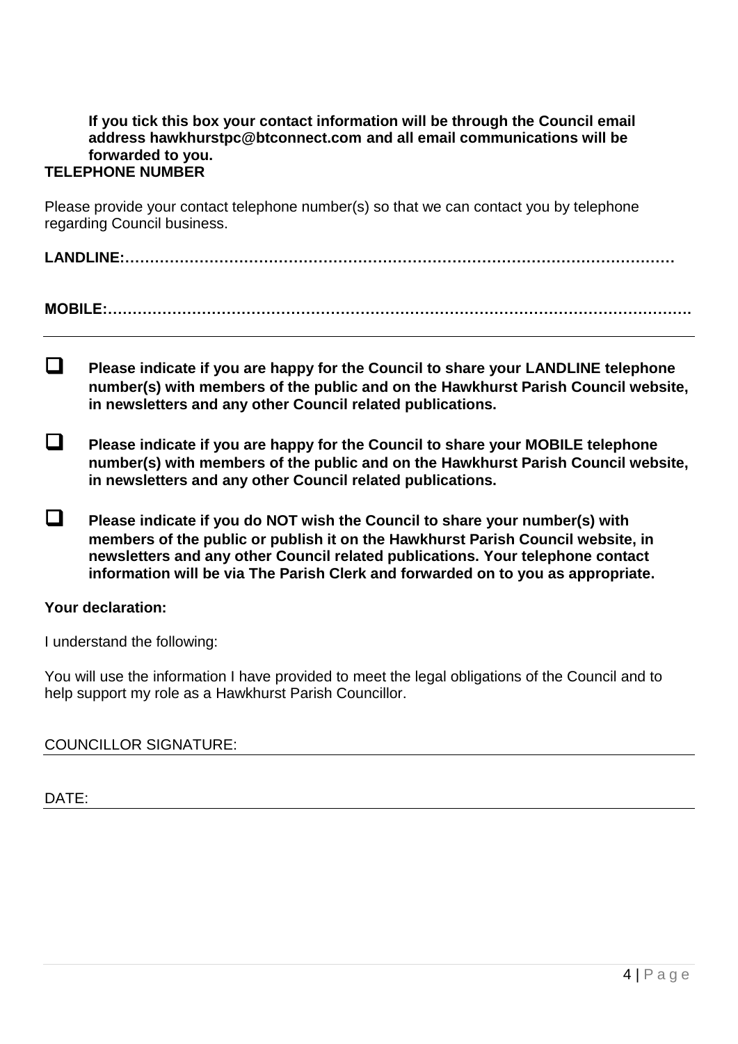**If you tick this box your contact information will be through the Council email address hawkhurstpc@btconnect.com and all email communications will be forwarded to you.**

**TELEPHONE NUMBER**

Please provide your contact telephone number(s) so that we can contact you by telephone regarding Council business.

**LANDLINE:……………………………………………………………………………………………**

**MOBILE:……………………………………………………………………………………………….**

---

- ☐ **Please indicate if you are happy for the Council to share your LANDLINE telephone number(s) with members of the public and on the Hawkhurst Parish Council website, in newsletters and any other Council related publications.**

- ☐ **Please indicate if you are happy for the Council to share your MOBILE telephone number(s) with members of the public and on the Hawkhurst Parish Council website, in newsletters and any other Council related publications.**

- ☐ **Please indicate if you do NOT wish the Council to share your number(s) with members of the public or publish it on the Hawkhurst Parish Council website, in newsletters and any other Council related publications. Your telephone contact information will be via The Parish Clerk and forwarded on to you as appropriate.**

**Your declaration:**

I understand the following:

You will use the information I have provided to meet the legal obligations of the Council and to help support my role as a Hawkhurst Parish Councillor.

COUNCILLOR SIGNATURE: ______________________________

DATE: ______________________________